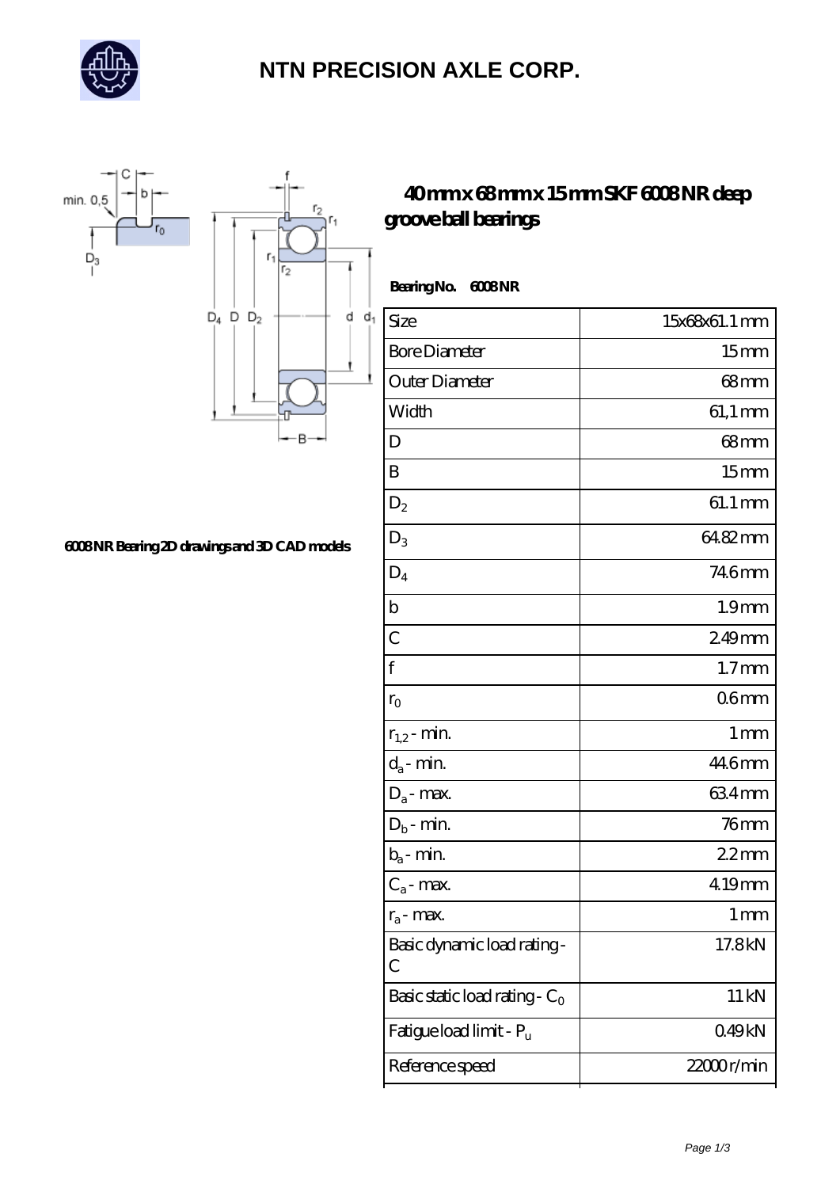# NTN PRECISION AXLE CORP.

## 40 mm x 68 mm x 15 mm SKF 6008 NR deep groove ball bearings

6008 NR Bearing 2D drawings and 3D CAD models

**Bearing No. 6008 NR**

| Size | 15x68x61.1 mm |
|---|---|
| Bore Diameter | 15 mm |
| Outer Diameter | 68 mm |
| Width | 61,1 mm |
| D | 68 mm |
| B | 15 mm |
| $D_2$ | 61.1 mm |
| $D_3$ | 64.82 mm |
| $D_4$ | 74.6 mm |
| b | 1.9 mm |
| C | 2.49 mm |
| f | 1.7 mm |
| $r_0$ | 0.6 mm |
| $r_{1,2}$ - min. | 1 mm |
| $d_a$ - min. | 44.6 mm |
| $D_a$ - max. | 63.4 mm |
| $D_b$ - min. | 76 mm |
| $b_a$ - min. | 2.2 mm |
| $C_a$ - max. | 4.19 mm |
| $r_a$ - max. | 1 mm |
| Basic dynamic load rating - C | 17.8 kN |
| Basic static load rating - $C_0$ | 11 kN |
| Fatigue load limit - $P_u$ | 0.49 kN |
| Reference speed | 22000 r/min |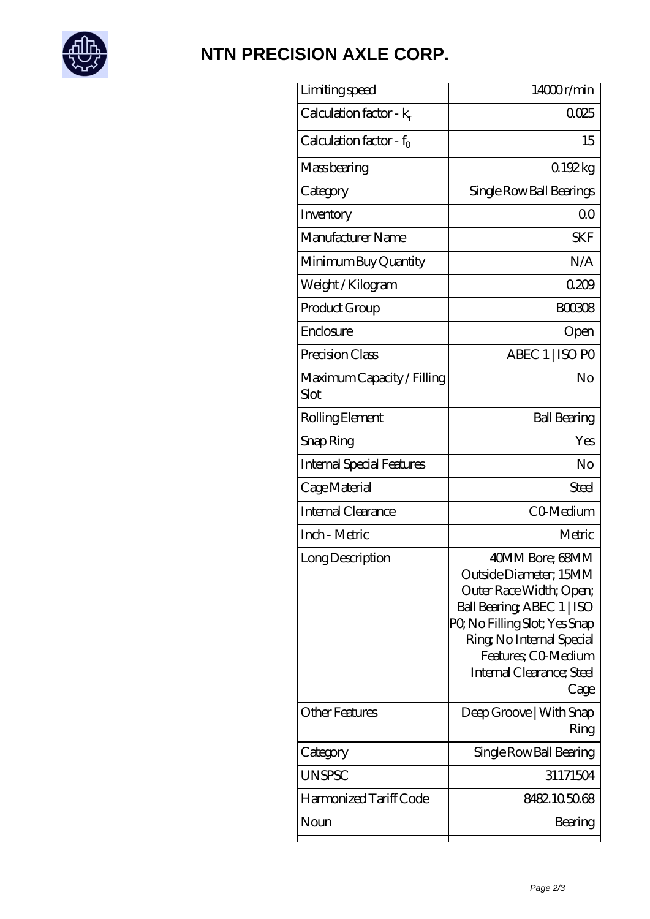# NTN PRECISION AXLE CORP.

| | |
|---|---|
| Limiting speed | 14000 r/min |
| Calculation factor - $k_r$ | 0.025 |
| Calculation factor - $f_0$ | 15 |
| Mass bearing | 0.192 kg |
| Category | Single Row Ball Bearings |
| Inventory | 0.0 |
| Manufacturer Name | SKF |
| Minimum Buy Quantity | N/A |
| Weight / Kilogram | 0.209 |
| Product Group | B00308 |
| Enclosure | Open |
| Precision Class | ABEC 1 \| ISO P0 |
| Maximum Capacity / Filling Slot | No |
| Rolling Element | Ball Bearing |
| Snap Ring | Yes |
| Internal Special Features | No |
| Cage Material | Steel |
| Internal Clearance | C0-Medium |
| Inch - Metric | Metric |
| Long Description | 40MM Bore; 68MM Outside Diameter; 15MM Outer Race Width; Open; Ball Bearing; ABEC 1 \| ISO P0; No Filling Slot; Yes Snap Ring; No Internal Special Features; C0-Medium Internal Clearance; Steel Cage |
| Other Features | Deep Groove \| With Snap Ring |
| Category | Single Row Ball Bearing |
| UNSPSC | 31171504 |
| Harmonized Tariff Code | 8482.10.50.68 |
| Noun | Bearing |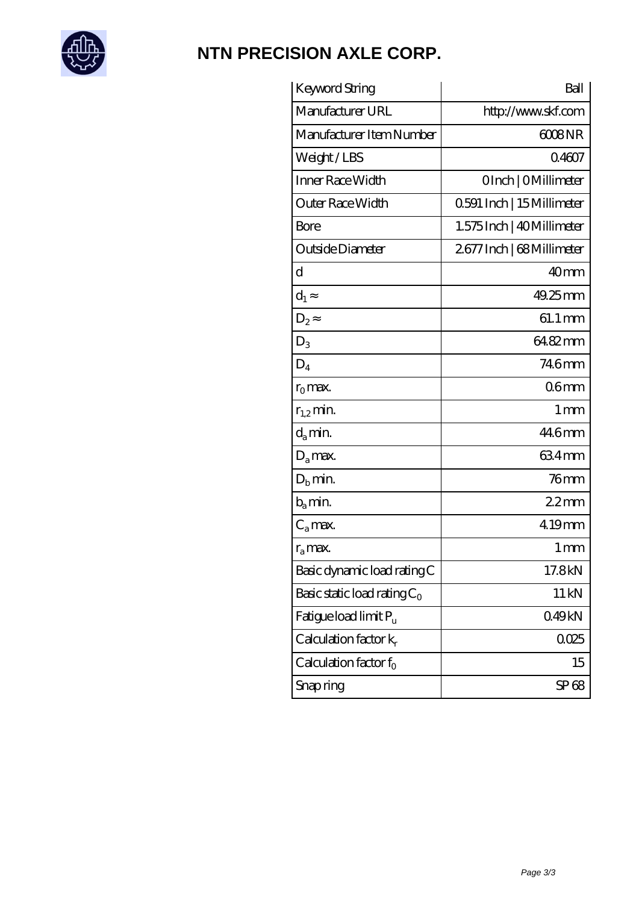# NTN PRECISION AXLE CORP.

| | |
|---|---|
| Keyword String | Ball |
| Manufacturer URL | http://www.skf.com |
| Manufacturer Item Number | 6008 NR |
| Weight / LBS | 0.4607 |
| Inner Race Width | 0 Inch \| 0 Millimeter |
| Outer Race Width | 0.591 Inch \| 15 Millimeter |
| Bore | 1.575 Inch \| 40 Millimeter |
| Outside Diameter | 2.677 Inch \| 68 Millimeter |
| d | 40 mm |
| $d_1 \approx$ | 49.25 mm |
| $D_2 \approx$ | 61.1 mm |
| $D_3$ | 64.82 mm |
| $D_4$ | 74.6 mm |
| $r_0$ max. | 0.6 mm |
| $r_{1,2}$ min. | 1 mm |
| $d_a$ min. | 44.6 mm |
| $D_a$ max. | 63.4 mm |
| $D_b$ min. | 76 mm |
| $b_a$ min. | 2.2 mm |
| $C_a$ max. | 4.19 mm |
| $r_a$ max. | 1 mm |
| Basic dynamic load rating C | 17.8 kN |
| Basic static load rating $C_0$ | 11 kN |
| Fatigue load limit $P_u$ | 0.49 kN |
| Calculation factor $k_r$ | 0.025 |
| Calculation factor $f_0$ | 15 |
| Snap ring | SP 68 |